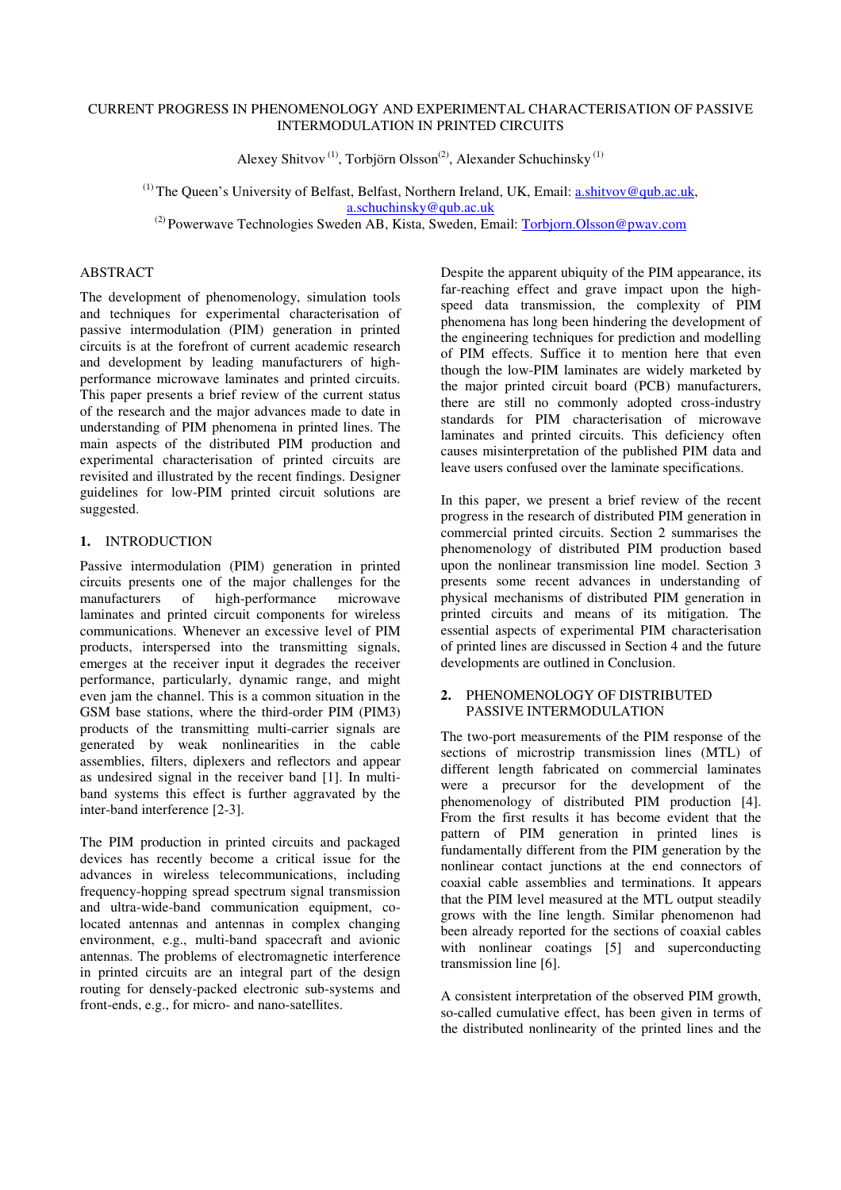# CURRENT PROGRESS IN PHENOMENOLOGY AND EXPERIMENTAL CHARACTERISATION OF PASSIVE INTERMODULATION IN PRINTED CIRCUITS

Alexey Shitvov [(1)], Torbjörn Olsson[(2)], Alexander Schuchinsky [(1)]

[(1)] The Queen's University of Belfast, Belfast, Northern Ireland, UK, Email: a.shitvov@qub.ac.uk, a.schuchinsky@qub.ac.uk

[(2)] Powerwave Technologies Sweden AB, Kista, Sweden, Email: Torbjorn.Olsson@pwav.com

## ABSTRACT

The development of phenomenology, simulation tools and techniques for experimental characterisation of passive intermodulation (PIM) generation in printed circuits is at the forefront of current academic research and development by leading manufacturers of high-performance microwave laminates and printed circuits. This paper presents a brief review of the current status of the research and the major advances made to date in understanding of PIM phenomena in printed lines. The main aspects of the distributed PIM production and experimental characterisation of printed circuits are revisited and illustrated by the recent findings. Designer guidelines for low-PIM printed circuit solutions are suggested.

## 1. INTRODUCTION

Passive intermodulation (PIM) generation in printed circuits presents one of the major challenges for the manufacturers of high-performance microwave laminates and printed circuit components for wireless communications. Whenever an excessive level of PIM products, interspersed into the transmitting signals, emerges at the receiver input it degrades the receiver performance, particularly, dynamic range, and might even jam the channel. This is a common situation in the GSM base stations, where the third-order PIM (PIM3) products of the transmitting multi-carrier signals are generated by weak nonlinearities in the cable assemblies, filters, diplexers and reflectors and appear as undesired signal in the receiver band [1]. In multi-band systems this effect is further aggravated by the inter-band interference [2-3].

The PIM production in printed circuits and packaged devices has recently become a critical issue for the advances in wireless telecommunications, including frequency-hopping spread spectrum signal transmission and ultra-wide-band communication equipment, co-located antennas and antennas in complex changing environment, e.g., multi-band spacecraft and avionic antennas. The problems of electromagnetic interference in printed circuits are an integral part of the design routing for densely-packed electronic sub-systems and front-ends, e.g., for micro- and nano-satellites.

Despite the apparent ubiquity of the PIM appearance, its far-reaching effect and grave impact upon the high-speed data transmission, the complexity of PIM phenomena has long been hindering the development of the engineering techniques for prediction and modelling of PIM effects. Suffice it to mention here that even though the low-PIM laminates are widely marketed by the major printed circuit board (PCB) manufacturers, there are still no commonly adopted cross-industry standards for PIM characterisation of microwave laminates and printed circuits. This deficiency often causes misinterpretation of the published PIM data and leave users confused over the laminate specifications.

In this paper, we present a brief review of the recent progress in the research of distributed PIM generation in commercial printed circuits. Section 2 summarises the phenomenology of distributed PIM production based upon the nonlinear transmission line model. Section 3 presents some recent advances in understanding of physical mechanisms of distributed PIM generation in printed circuits and means of its mitigation. The essential aspects of experimental PIM characterisation of printed lines are discussed in Section 4 and the future developments are outlined in Conclusion.

## 2. PHENOMENOLOGY OF DISTRIBUTED PASSIVE INTERMODULATION

The two-port measurements of the PIM response of the sections of microstrip transmission lines (MTL) of different length fabricated on commercial laminates were a precursor for the development of the phenomenology of distributed PIM production [4]. From the first results it has become evident that the pattern of PIM generation in printed lines is fundamentally different from the PIM generation by the nonlinear contact junctions at the end connectors of coaxial cable assemblies and terminations. It appears that the PIM level measured at the MTL output steadily grows with the line length. Similar phenomenon had been already reported for the sections of coaxial cables with nonlinear coatings [5] and superconducting transmission line [6].

A consistent interpretation of the observed PIM growth, so-called cumulative effect, has been given in terms of the distributed nonlinearity of the printed lines and the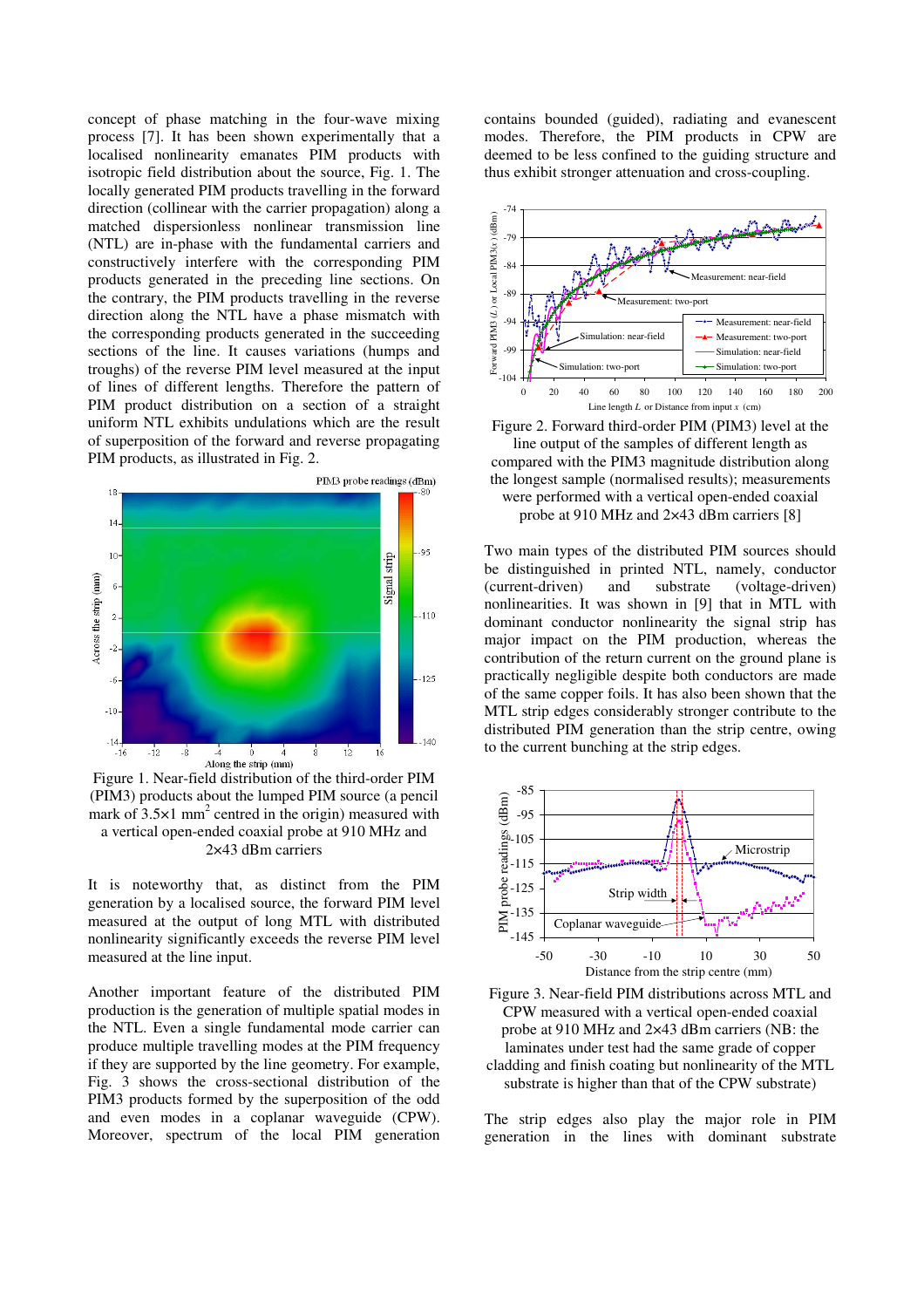concept of phase matching in the four-wave mixing process [7]. It has been shown experimentally that a localised nonlinearity emanates PIM products with isotropic field distribution about the source, Fig. 1. The locally generated PIM products travelling in the forward direction (collinear with the carrier propagation) along a matched dispersionless nonlinear transmission line (NTL) are in-phase with the fundamental carriers and constructively interfere with the corresponding PIM products generated in the preceding line sections. On the contrary, the PIM products travelling in the reverse direction along the NTL have a phase mismatch with the corresponding products generated in the succeeding sections of the line. It causes variations (humps and troughs) of the reverse PIM level measured at the input of lines of different lengths. Therefore the pattern of PIM product distribution on a section of a straight uniform NTL exhibits undulations which are the result of superposition of the forward and reverse propagating PIM products, as illustrated in Fig. 2.

Figure 1. Near-field distribution of the third-order PIM (PIM3) products about the lumped PIM source (a pencil mark of 3.5×1 mm$^2$ centred in the origin) measured with a vertical open-ended coaxial probe at 910 MHz and 2×43 dBm carriers

It is noteworthy that, as distinct from the PIM generation by a localised source, the forward PIM level measured at the output of long MTL with distributed nonlinearity significantly exceeds the reverse PIM level measured at the line input.

Another important feature of the distributed PIM production is the generation of multiple spatial modes in the NTL. Even a single fundamental mode carrier can produce multiple travelling modes at the PIM frequency if they are supported by the line geometry. For example, Fig. 3 shows the cross-sectional distribution of the PIM3 products formed by the superposition of the odd and even modes in a coplanar waveguide (CPW). Moreover, spectrum of the local PIM generation contains bounded (guided), radiating and evanescent modes. Therefore, the PIM products in CPW are deemed to be less confined to the guiding structure and thus exhibit stronger attenuation and cross-coupling.

Figure 2. Forward third-order PIM (PIM3) level at the line output of the samples of different length as compared with the PIM3 magnitude distribution along the longest sample (normalised results); measurements were performed with a vertical open-ended coaxial probe at 910 MHz and 2×43 dBm carriers [8]

Two main types of the distributed PIM sources should be distinguished in printed NTL, namely, conductor (current-driven) and substrate (voltage-driven) nonlinearities. It was shown in [9] that in MTL with dominant conductor nonlinearity the signal strip has major impact on the PIM production, whereas the contribution of the return current on the ground plane is practically negligible despite both conductors are made of the same copper foils. It has also been shown that the MTL strip edges considerably stronger contribute to the distributed PIM generation than the strip centre, owing to the current bunching at the strip edges.

Figure 3. Near-field PIM distributions across MTL and CPW measured with a vertical open-ended coaxial probe at 910 MHz and 2×43 dBm carriers (NB: the laminates under test had the same grade of copper cladding and finish coating but nonlinearity of the MTL substrate is higher than that of the CPW substrate)

The strip edges also play the major role in PIM generation in the lines with dominant substrate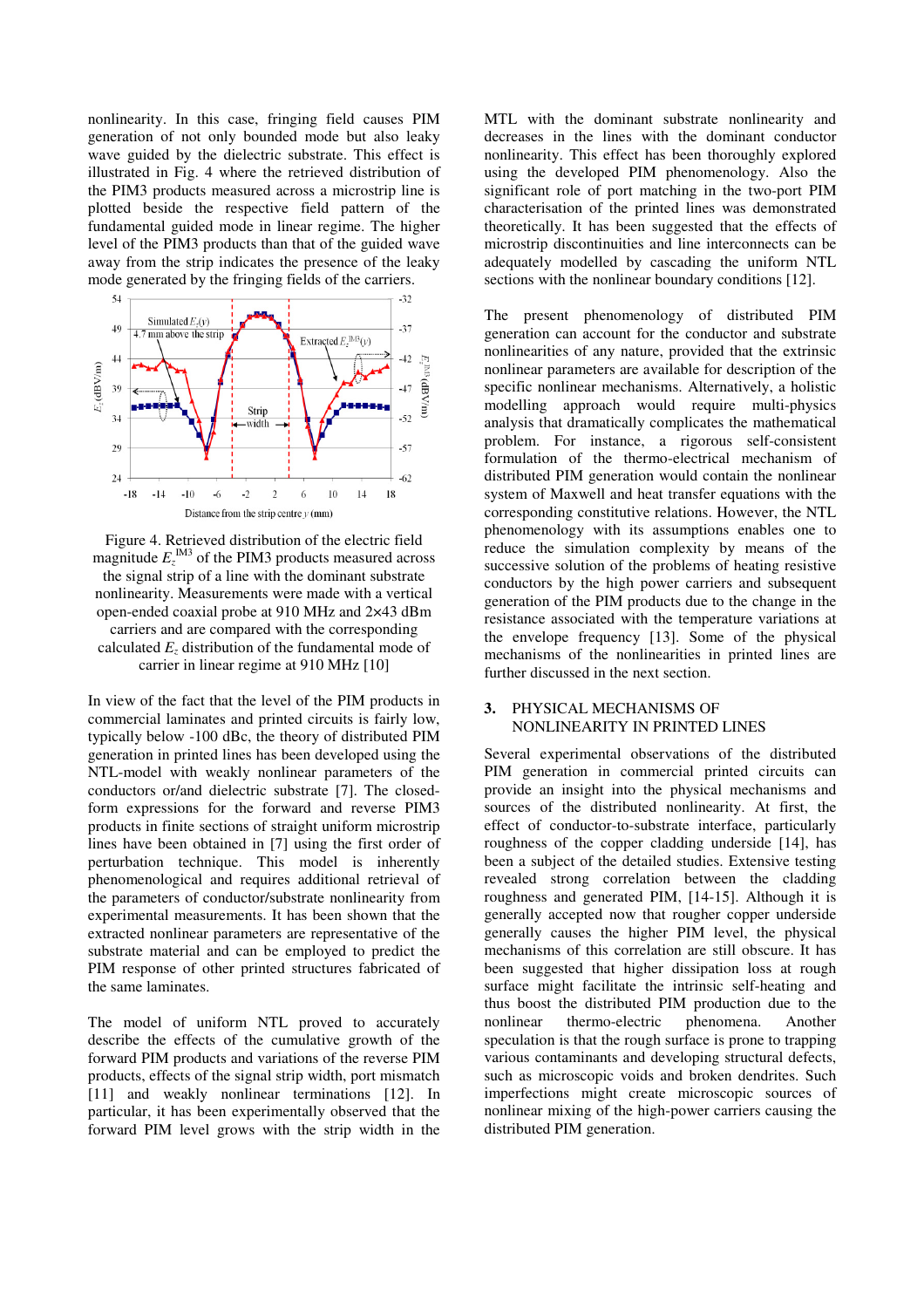nonlinearity. In this case, fringing field causes PIM generation of not only bounded mode but also leaky wave guided by the dielectric substrate. This effect is illustrated in Fig. 4 where the retrieved distribution of the PIM3 products measured across a microstrip line is plotted beside the respective field pattern of the fundamental guided mode in linear regime. The higher level of the PIM3 products than that of the guided wave away from the strip indicates the presence of the leaky mode generated by the fringing fields of the carriers.

Figure 4. Retrieved distribution of the electric field magnitude $E_z^{IM3}$ of the PIM3 products measured across the signal strip of a line with the dominant substrate nonlinearity. Measurements were made with a vertical open-ended coaxial probe at 910 MHz and 2×43 dBm carriers and are compared with the corresponding calculated $E_z$ distribution of the fundamental mode of carrier in linear regime at 910 MHz [10]

In view of the fact that the level of the PIM products in commercial laminates and printed circuits is fairly low, typically below -100 dBc, the theory of distributed PIM generation in printed lines has been developed using the NTL-model with weakly nonlinear parameters of the conductors or/and dielectric substrate [7]. The closed-form expressions for the forward and reverse PIM3 products in finite sections of straight uniform microstrip lines have been obtained in [7] using the first order of perturbation technique. This model is inherently phenomenological and requires additional retrieval of the parameters of conductor/substrate nonlinearity from experimental measurements. It has been shown that the extracted nonlinear parameters are representative of the substrate material and can be employed to predict the PIM response of other printed structures fabricated of the same laminates.

The model of uniform NTL proved to accurately describe the effects of the cumulative growth of the forward PIM products and variations of the reverse PIM products, effects of the signal strip width, port mismatch [11] and weakly nonlinear terminations [12]. In particular, it has been experimentally observed that the forward PIM level grows with the strip width in the MTL with the dominant substrate nonlinearity and decreases in the lines with the dominant conductor nonlinearity. This effect has been thoroughly explored using the developed PIM phenomenology. Also the significant role of port matching in the two-port PIM characterisation of the printed lines was demonstrated theoretically. It has been suggested that the effects of microstrip discontinuities and line interconnects can be adequately modelled by cascading the uniform NTL sections with the nonlinear boundary conditions [12].

The present phenomenology of distributed PIM generation can account for the conductor and substrate nonlinearities of any nature, provided that the extrinsic nonlinear parameters are available for description of the specific nonlinear mechanisms. Alternatively, a holistic modelling approach would require multi-physics analysis that dramatically complicates the mathematical problem. For instance, a rigorous self-consistent formulation of the thermo-electrical mechanism of distributed PIM generation would contain the nonlinear system of Maxwell and heat transfer equations with the corresponding constitutive relations. However, the NTL phenomenology with its assumptions enables one to reduce the simulation complexity by means of the successive solution of the problems of heating resistive conductors by the high power carriers and subsequent generation of the PIM products due to the change in the resistance associated with the temperature variations at the envelope frequency [13]. Some of the physical mechanisms of the nonlinearities in printed lines are further discussed in the next section.

## 3. PHYSICAL MECHANISMS OF NONLINEARITY IN PRINTED LINES

Several experimental observations of the distributed PIM generation in commercial printed circuits can provide an insight into the physical mechanisms and sources of the distributed nonlinearity. At first, the effect of conductor-to-substrate interface, particularly roughness of the copper cladding underside [14], has been a subject of the detailed studies. Extensive testing revealed strong correlation between the cladding roughness and generated PIM, [14-15]. Although it is generally accepted now that rougher copper underside generally causes the higher PIM level, the physical mechanisms of this correlation are still obscure. It has been suggested that higher dissipation loss at rough surface might facilitate the intrinsic self-heating and thus boost the distributed PIM production due to the nonlinear thermo-electric phenomena. Another speculation is that the rough surface is prone to trapping various contaminants and developing structural defects, such as microscopic voids and broken dendrites. Such imperfections might create microscopic sources of nonlinear mixing of the high-power carriers causing the distributed PIM generation.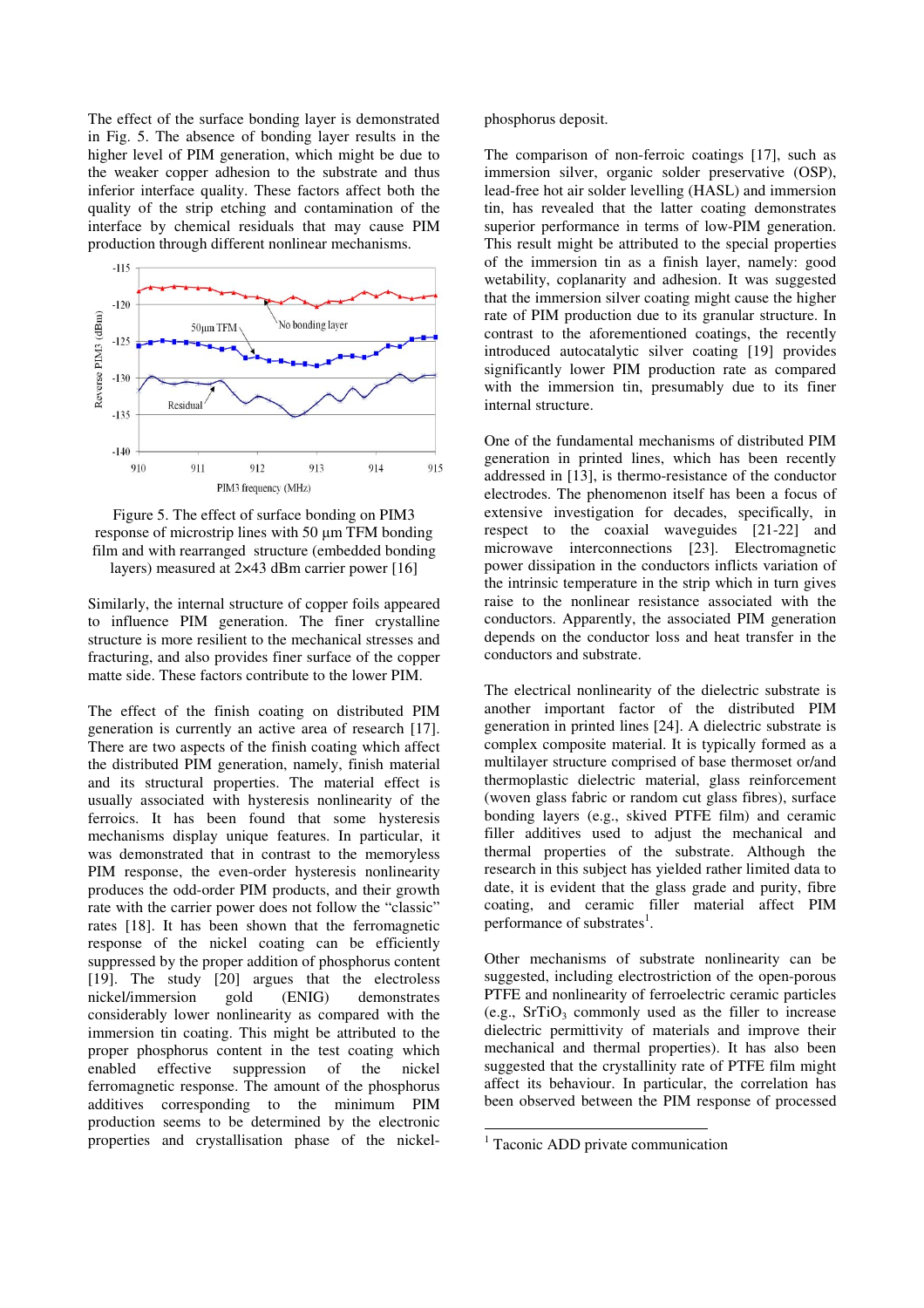The effect of the surface bonding layer is demonstrated in Fig. 5. The absence of bonding layer results in the higher level of PIM generation, which might be due to the weaker copper adhesion to the substrate and thus inferior interface quality. These factors affect both the quality of the strip etching and contamination of the interface by chemical residuals that may cause PIM production through different nonlinear mechanisms.

Figure 5. The effect of surface bonding on PIM3 response of microstrip lines with 50 µm TFM bonding film and with rearranged structure (embedded bonding layers) measured at 2×43 dBm carrier power [16]

Similarly, the internal structure of copper foils appeared to influence PIM generation. The finer crystalline structure is more resilient to the mechanical stresses and fracturing, and also provides finer surface of the copper matte side. These factors contribute to the lower PIM.

The effect of the finish coating on distributed PIM generation is currently an active area of research [17]. There are two aspects of the finish coating which affect the distributed PIM generation, namely, finish material and its structural properties. The material effect is usually associated with hysteresis nonlinearity of the ferroics. It has been found that some hysteresis mechanisms display unique features. In particular, it was demonstrated that in contrast to the memoryless PIM response, the even-order hysteresis nonlinearity produces the odd-order PIM products, and their growth rate with the carrier power does not follow the "classic" rates [18]. It has been shown that the ferromagnetic response of the nickel coating can be efficiently suppressed by the proper addition of phosphorus content [19]. The study [20] argues that the electroless nickel/immersion gold (ENIG) demonstrates considerably lower nonlinearity as compared with the immersion tin coating. This might be attributed to the proper phosphorus content in the test coating which enabled effective suppression of the nickel ferromagnetic response. The amount of the phosphorus additives corresponding to the minimum PIM production seems to be determined by the electronic properties and crystallisation phase of the nickel-phosphorus deposit.

The comparison of non-ferroic coatings [17], such as immersion silver, organic solder preservative (OSP), lead-free hot air solder levelling (HASL) and immersion tin, has revealed that the latter coating demonstrates superior performance in terms of low-PIM generation. This result might be attributed to the special properties of the immersion tin as a finish layer, namely: good wetability, coplanarity and adhesion. It was suggested that the immersion silver coating might cause the higher rate of PIM production due to its granular structure. In contrast to the aforementioned coatings, the recently introduced autocatalytic silver coating [19] provides significantly lower PIM production rate as compared with the immersion tin, presumably due to its finer internal structure.

One of the fundamental mechanisms of distributed PIM generation in printed lines, which has been recently addressed in [13], is thermo-resistance of the conductor electrodes. The phenomenon itself has been a focus of extensive investigation for decades, specifically, in respect to the coaxial waveguides [21-22] and microwave interconnections [23]. Electromagnetic power dissipation in the conductors inflicts variation of the intrinsic temperature in the strip which in turn gives raise to the nonlinear resistance associated with the conductors. Apparently, the associated PIM generation depends on the conductor loss and heat transfer in the conductors and substrate.

The electrical nonlinearity of the dielectric substrate is another important factor of the distributed PIM generation in printed lines [24]. A dielectric substrate is complex composite material. It is typically formed as a multilayer structure comprised of base thermoset or/and thermoplastic dielectric material, glass reinforcement (woven glass fabric or random cut glass fibres), surface bonding layers (e.g., skived PTFE film) and ceramic filler additives used to adjust the mechanical and thermal properties of the substrate. Although the research in this subject has yielded rather limited data to date, it is evident that the glass grade and purity, fibre coating, and ceramic filler material affect PIM performance of substrates[1].

Other mechanisms of substrate nonlinearity can be suggested, including electrostriction of the open-porous PTFE and nonlinearity of ferroelectric ceramic particles (e.g., $SrTiO_3$ commonly used as the filler to increase dielectric permittivity of materials and improve their mechanical and thermal properties). It has also been suggested that the crystallinity rate of PTFE film might affect its behaviour. In particular, the correlation has been observed between the PIM response of processed

[1] Taconic ADD private communication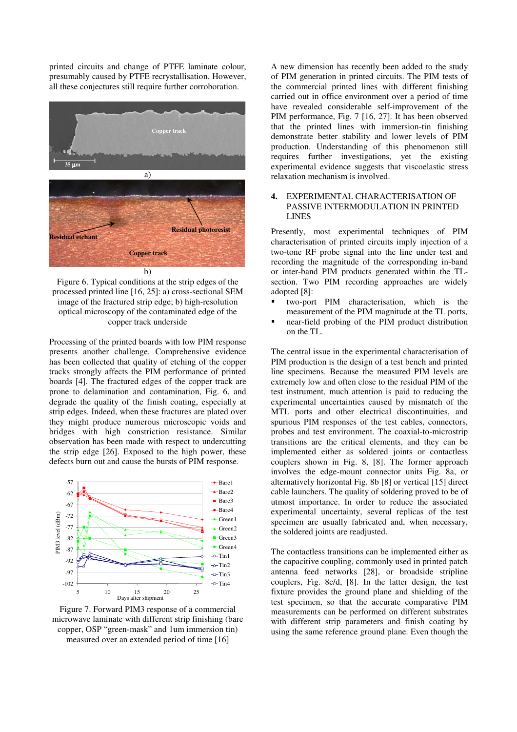printed circuits and change of PTFE laminate colour, presumably caused by PTFE recrystallisation. However, all these conjectures still require further corroboration.

Figure 6. Typical conditions at the strip edges of the processed printed line [16, 25]: a) cross-sectional SEM image of the fractured strip edge; b) high-resolution optical microscopy of the contaminated edge of the copper track underside

Processing of the printed boards with low PIM response presents another challenge. Comprehensive evidence has been collected that quality of etching of the copper tracks strongly affects the PIM performance of printed boards [4]. The fractured edges of the copper track are prone to delamination and contamination, Fig. 6, and degrade the quality of the finish coating, especially at strip edges. Indeed, when these fractures are plated over they might produce numerous microscopic voids and bridges with high constriction resistance. Similar observation has been made with respect to undercutting the strip edge [26]. Exposed to the high power, these defects burn out and cause the bursts of PIM response.

Figure 7. Forward PIM3 response of a commercial microwave laminate with different strip finishing (bare copper, OSP "green-mask" and 1um immersion tin) measured over an extended period of time [16]

A new dimension has recently been added to the study of PIM generation in printed circuits. The PIM tests of the commercial printed lines with different finishing carried out in office environment over a period of time have revealed considerable self-improvement of the PIM performance, Fig. 7 [16, 27]. It has been observed that the printed lines with immersion-tin finishing demonstrate better stability and lower levels of PIM production. Understanding of this phenomenon still requires further investigations, yet the existing experimental evidence suggests that viscoelastic stress relaxation mechanism is involved.

## 4. EXPERIMENTAL CHARACTERISATION OF PASSIVE INTERMODULATION IN PRINTED LINES

Presently, most experimental techniques of PIM characterisation of printed circuits imply injection of a two-tone RF probe signal into the line under test and recording the magnitude of the corresponding in-band or inter-band PIM products generated within the TL-section. Two PIM recording approaches are widely adopted [8]:

- two-port PIM characterisation, which is the measurement of the PIM magnitude at the TL ports,
- near-field probing of the PIM product distribution on the TL.

The central issue in the experimental characterisation of PIM production is the design of a test bench and printed line specimens. Because the measured PIM levels are extremely low and often close to the residual PIM of the test instrument, much attention is paid to reducing the experimental uncertainties caused by mismatch of the MTL ports and other electrical discontinuities, and spurious PIM responses of the test cables, connectors, probes and test environment. The coaxial-to-microstrip transitions are the critical elements, and they can be implemented either as soldered joints or contactless couplers shown in Fig. 8, [8]. The former approach involves the edge-mount connector units Fig. 8a, or alternatively horizontal Fig. 8b [8] or vertical [15] direct cable launchers. The quality of soldering proved to be of utmost importance. In order to reduce the associated experimental uncertainty, several replicas of the test specimen are usually fabricated and, when necessary, the soldered joints are readjusted.

The contactless transitions can be implemented either as the capacitive coupling, commonly used in printed patch antenna feed networks [28], or broadside stripline couplers, Fig. 8c/d, [8]. In the latter design, the test fixture provides the ground plane and shielding of the test specimen, so that the accurate comparative PIM measurements can be performed on different substrates with different strip parameters and finish coating by using the same reference ground plane. Even though the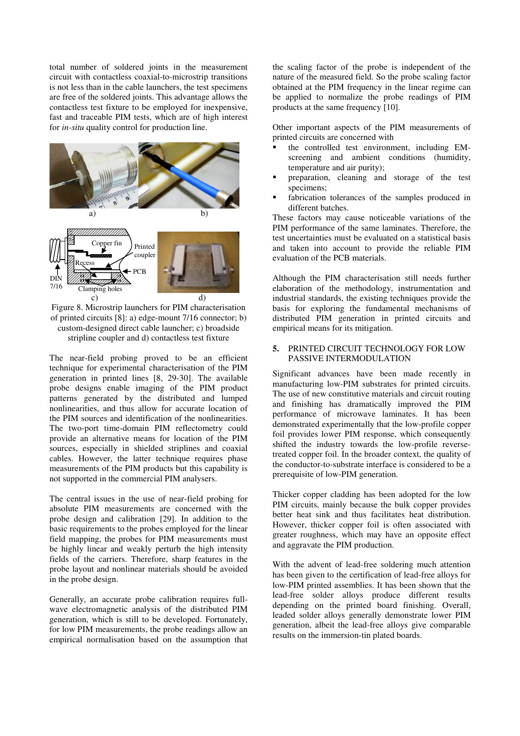total number of soldered joints in the measurement circuit with contactless coaxial-to-microstrip transitions is not less than in the cable launchers, the test specimens are free of the soldered joints. This advantage allows the contactless test fixture to be employed for inexpensive, fast and traceable PIM tests, which are of high interest for *in-situ* quality control for production line.

Figure 8. Microstrip launchers for PIM characterisation of printed circuits [8]: a) edge-mount 7/16 connector; b) custom-designed direct cable launcher; c) broadside stripline coupler and d) contactless test fixture

The near-field probing proved to be an efficient technique for experimental characterisation of the PIM generation in printed lines [8, 29-30]. The available probe designs enable imaging of the PIM product patterns generated by the distributed and lumped nonlinearities, and thus allow for accurate location of the PIM sources and identification of the nonlinearities. The two-port time-domain PIM reflectometry could provide an alternative means for location of the PIM sources, especially in shielded striplines and coaxial cables. However, the latter technique requires phase measurements of the PIM products but this capability is not supported in the commercial PIM analysers.

The central issues in the use of near-field probing for absolute PIM measurements are concerned with the probe design and calibration [29]. In addition to the basic requirements to the probes employed for the linear field mapping, the probes for PIM measurements must be highly linear and weakly perturb the high intensity fields of the carriers. Therefore, sharp features in the probe layout and nonlinear materials should be avoided in the probe design.

Generally, an accurate probe calibration requires full-wave electromagnetic analysis of the distributed PIM generation, which is still to be developed. Fortunately, for low PIM measurements, the probe readings allow an empirical normalisation based on the assumption that the scaling factor of the probe is independent of the nature of the measured field. So the probe scaling factor obtained at the PIM frequency in the linear regime can be applied to normalize the probe readings of PIM products at the same frequency [10].

Other important aspects of the PIM measurements of printed circuits are concerned with

- the controlled test environment, including EM-screening and ambient conditions (humidity, temperature and air purity);
- preparation, cleaning and storage of the test specimens;
- fabrication tolerances of the samples produced in different batches.

These factors may cause noticeable variations of the PIM performance of the same laminates. Therefore, the test uncertainties must be evaluated on a statistical basis and taken into account to provide the reliable PIM evaluation of the PCB materials.

Although the PIM characterisation still needs further elaboration of the methodology, instrumentation and industrial standards, the existing techniques provide the basis for exploring the fundamental mechanisms of distributed PIM generation in printed circuits and empirical means for its mitigation.

## 5. PRINTED CIRCUIT TECHNOLOGY FOR LOW PASSIVE INTERMODULATION

Significant advances have been made recently in manufacturing low-PIM substrates for printed circuits. The use of new constitutive materials and circuit routing and finishing has dramatically improved the PIM performance of microwave laminates. It has been demonstrated experimentally that the low-profile copper foil provides lower PIM response, which consequently shifted the industry towards the low-profile reverse-treated copper foil. In the broader context, the quality of the conductor-to-substrate interface is considered to be a prerequisite of low-PIM generation.

Thicker copper cladding has been adopted for the low PIM circuits, mainly because the bulk copper provides better heat sink and thus facilitates heat distribution. However, thicker copper foil is often associated with greater roughness, which may have an opposite effect and aggravate the PIM production.

With the advent of lead-free soldering much attention has been given to the certification of lead-free alloys for low-PIM printed assemblies. It has been shown that the lead-free solder alloys produce different results depending on the printed board finishing. Overall, leaded solder alloys generally demonstrate lower PIM generation, albeit the lead-free alloys give comparable results on the immersion-tin plated boards.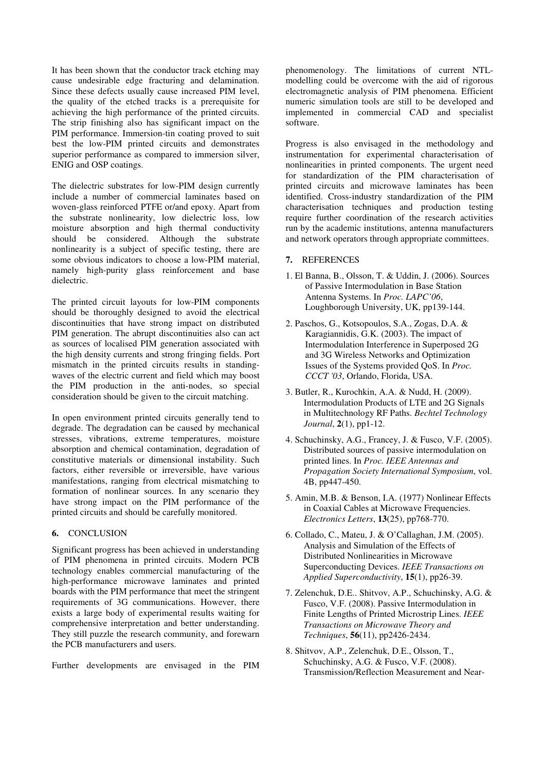It has been shown that the conductor track etching may cause undesirable edge fracturing and delamination. Since these defects usually cause increased PIM level, the quality of the etched tracks is a prerequisite for achieving the high performance of the printed circuits. The strip finishing also has significant impact on the PIM performance. Immersion-tin coating proved to suit best the low-PIM printed circuits and demonstrates superior performance as compared to immersion silver, ENIG and OSP coatings.

The dielectric substrates for low-PIM design currently include a number of commercial laminates based on woven-glass reinforced PTFE or/and epoxy. Apart from the substrate nonlinearity, low dielectric loss, low moisture absorption and high thermal conductivity should be considered. Although the substrate nonlinearity is a subject of specific testing, there are some obvious indicators to choose a low-PIM material, namely high-purity glass reinforcement and base dielectric.

The printed circuit layouts for low-PIM components should be thoroughly designed to avoid the electrical discontinuities that have strong impact on distributed PIM generation. The abrupt discontinuities also can act as sources of localised PIM generation associated with the high density currents and strong fringing fields. Port mismatch in the printed circuits results in standing-waves of the electric current and field which may boost the PIM production in the anti-nodes, so special consideration should be given to the circuit matching.

In open environment printed circuits generally tend to degrade. The degradation can be caused by mechanical stresses, vibrations, extreme temperatures, moisture absorption and chemical contamination, degradation of constitutive materials or dimensional instability. Such factors, either reversible or irreversible, have various manifestations, ranging from electrical mismatching to formation of nonlinear sources. In any scenario they have strong impact on the PIM performance of the printed circuits and should be carefully monitored.

## 6. CONCLUSION

Significant progress has been achieved in understanding of PIM phenomena in printed circuits. Modern PCB technology enables commercial manufacturing of the high-performance microwave laminates and printed boards with the PIM performance that meet the stringent requirements of 3G communications. However, there exists a large body of experimental results waiting for comprehensive interpretation and better understanding. They still puzzle the research community, and forewarn the PCB manufacturers and users.

Further developments are envisaged in the PIM phenomenology. The limitations of current NTL-modelling could be overcome with the aid of rigorous electromagnetic analysis of PIM phenomena. Efficient numeric simulation tools are still to be developed and implemented in commercial CAD and specialist software.

Progress is also envisaged in the methodology and instrumentation for experimental characterisation of nonlinearities in printed components. The urgent need for standardization of the PIM characterisation of printed circuits and microwave laminates has been identified. Cross-industry standardization of the PIM characterisation techniques and production testing require further coordination of the research activities run by the academic institutions, antenna manufacturers and network operators through appropriate committees.

## 7. REFERENCES

1. El Banna, B., Olsson, T. & Uddin, J. (2006). Sources of Passive Intermodulation in Base Station Antenna Systems. In *Proc. LAPC'06*, Loughborough University, UK, pp139-144.

2. Paschos, G., Kotsopoulos, S.A., Zogas, D.A. & Karagiannidis, G.K. (2003). The impact of Intermodulation Interference in Superposed 2G and 3G Wireless Networks and Optimization Issues of the Systems provided QoS. In *Proc. CCCT '03*, Orlando, Florida, USA.

3. Butler, R., Kurochkin, A.A. & Nudd, H. (2009). Intermodulation Products of LTE and 2G Signals in Multitechnology RF Paths. *Bechtel Technology Journal*, **2**(1), pp1-12.

4. Schuchinsky, A.G., Francey, J. & Fusco, V.F. (2005). Distributed sources of passive intermodulation on printed lines. In *Proc. IEEE Antennas and Propagation Society International Symposium*, vol. 4B, pp447-450.

5. Amin, M.B. & Benson, I.A. (1977) Nonlinear Effects in Coaxial Cables at Microwave Frequencies. *Electronics Letters*, **13**(25), pp768-770.

6. Collado, C., Mateu, J. & O'Callaghan, J.M. (2005). Analysis and Simulation of the Effects of Distributed Nonlinearities in Microwave Superconducting Devices. *IEEE Transactions on Applied Superconductivity*, **15**(1), pp26-39.

7. Zelenchuk, D.E.. Shitvov, A.P., Schuchinsky, A.G. & Fusco, V.F. (2008). Passive Intermodulation in Finite Lengths of Printed Microstrip Lines. *IEEE Transactions on Microwave Theory and Techniques*, **56**(11), pp2426-2434.

8. Shitvov, A.P., Zelenchuk, D.E., Olsson, T., Schuchinsky, A.G. & Fusco, V.F. (2008). Transmission/Reflection Measurement and Near-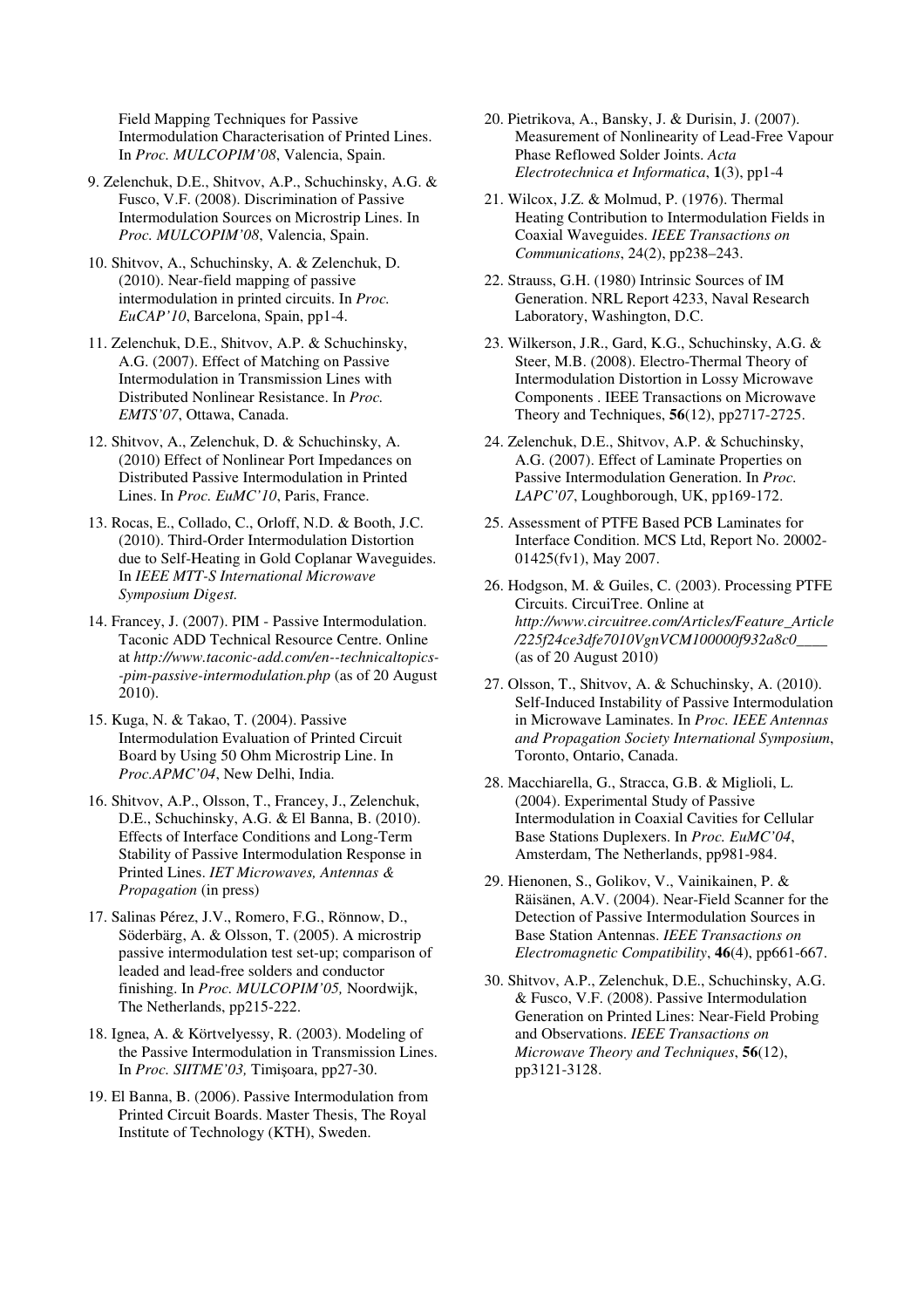Field Mapping Techniques for Passive Intermodulation Characterisation of Printed Lines. In *Proc. MULCOPIM'08*, Valencia, Spain.

9. Zelenchuk, D.E., Shitvov, A.P., Schuchinsky, A.G. & Fusco, V.F. (2008). Discrimination of Passive Intermodulation Sources on Microstrip Lines. In *Proc. MULCOPIM'08*, Valencia, Spain.

10. Shitvov, A., Schuchinsky, A. & Zelenchuk, D. (2010). Near-field mapping of passive intermodulation in printed circuits. In *Proc. EuCAP'10*, Barcelona, Spain, pp1-4.

11. Zelenchuk, D.E., Shitvov, A.P. & Schuchinsky, A.G. (2007). Effect of Matching on Passive Intermodulation in Transmission Lines with Distributed Nonlinear Resistance. In *Proc. EMTS'07*, Ottawa, Canada.

12. Shitvov, A., Zelenchuk, D. & Schuchinsky, A. (2010) Effect of Nonlinear Port Impedances on Distributed Passive Intermodulation in Printed Lines. In *Proc. EuMC'10*, Paris, France.

13. Rocas, E., Collado, C., Orloff, N.D. & Booth, J.C. (2010). Third-Order Intermodulation Distortion due to Self-Heating in Gold Coplanar Waveguides. In *IEEE MTT-S International Microwave Symposium Digest.*

14. Francey, J. (2007). PIM - Passive Intermodulation. Taconic ADD Technical Resource Centre. Online at *http://www.taconic-add.com/en--technicaltopics--pim-passive-intermodulation.php* (as of 20 August 2010).

15. Kuga, N. & Takao, T. (2004). Passive Intermodulation Evaluation of Printed Circuit Board by Using 50 Ohm Microstrip Line. In *Proc.APMC'04*, New Delhi, India.

16. Shitvov, A.P., Olsson, T., Francey, J., Zelenchuk, D.E., Schuchinsky, A.G. & El Banna, B. (2010). Effects of Interface Conditions and Long-Term Stability of Passive Intermodulation Response in Printed Lines. *IET Microwaves, Antennas & Propagation* (in press)

17. Salinas Pérez, J.V., Romero, F.G., Rönnow, D., Söderbärg, A. & Olsson, T. (2005). A microstrip passive intermodulation test set-up; comparison of leaded and lead-free solders and conductor finishing. In *Proc. MULCOPIM'05,* Noordwijk, The Netherlands, pp215-222.

18. Ignea, A. & Körtvelyessy, R. (2003). Modeling of the Passive Intermodulation in Transmission Lines. In *Proc. SIITME'03,* Timişoara, pp27-30.

19. El Banna, B. (2006). Passive Intermodulation from Printed Circuit Boards. Master Thesis, The Royal Institute of Technology (KTH), Sweden.

20. Pietrikova, A., Bansky, J. & Durisin, J. (2007). Measurement of Nonlinearity of Lead-Free Vapour Phase Reflowed Solder Joints. *Acta Electrotechnica et Informatica*, **1**(3), pp1-4

21. Wilcox, J.Z. & Molmud, P. (1976). Thermal Heating Contribution to Intermodulation Fields in Coaxial Waveguides. *IEEE Transactions on Communications*, 24(2), pp238–243.

22. Strauss, G.H. (1980) Intrinsic Sources of IM Generation. NRL Report 4233, Naval Research Laboratory, Washington, D.C.

23. Wilkerson, J.R., Gard, K.G., Schuchinsky, A.G. & Steer, M.B. (2008). Electro-Thermal Theory of Intermodulation Distortion in Lossy Microwave Components . IEEE Transactions on Microwave Theory and Techniques, **56**(12), pp2717-2725.

24. Zelenchuk, D.E., Shitvov, A.P. & Schuchinsky, A.G. (2007). Effect of Laminate Properties on Passive Intermodulation Generation. In *Proc. LAPC'07*, Loughborough, UK, pp169-172.

25. Assessment of PTFE Based PCB Laminates for Interface Condition. MCS Ltd, Report No. 20002-01425(fv1), May 2007.

26. Hodgson, M. & Guiles, C. (2003). Processing PTFE Circuits. CircuiTree. Online at *http://www.circuitree.com/Articles/Feature_Article/225f24ce3dfe7010VgnVCM100000f932a8c0____* (as of 20 August 2010)

27. Olsson, T., Shitvov, A. & Schuchinsky, A. (2010). Self-Induced Instability of Passive Intermodulation in Microwave Laminates. In *Proc. IEEE Antennas and Propagation Society International Symposium*, Toronto, Ontario, Canada.

28. Macchiarella, G., Stracca, G.B. & Miglioli, L. (2004). Experimental Study of Passive Intermodulation in Coaxial Cavities for Cellular Base Stations Duplexers. In *Proc. EuMC'04*, Amsterdam, The Netherlands, pp981-984.

29. Hienonen, S., Golikov, V., Vainikainen, P. & Räisänen, A.V. (2004). Near-Field Scanner for the Detection of Passive Intermodulation Sources in Base Station Antennas. *IEEE Transactions on Electromagnetic Compatibility*, **46**(4), pp661-667.

30. Shitvov, A.P., Zelenchuk, D.E., Schuchinsky, A.G. & Fusco, V.F. (2008). Passive Intermodulation Generation on Printed Lines: Near-Field Probing and Observations. *IEEE Transactions on Microwave Theory and Techniques*, **56**(12), pp3121-3128.